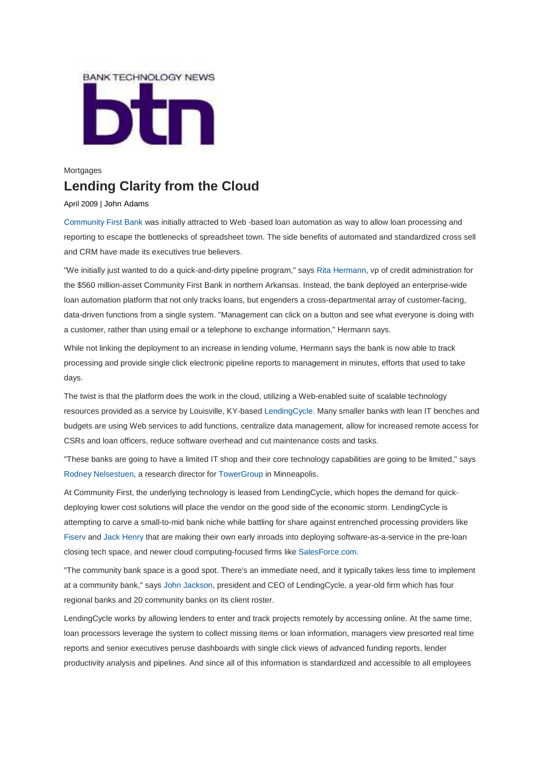BANK TECHNOLOGY NEWS

btn

Mortgages

# Lending Clarity from the Cloud

April 2009 | John Adams

Community First Bank was initially attracted to Web -based loan automation as way to allow loan processing and reporting to escape the bottlenecks of spreadsheet town. The side benefits of automated and standardized cross sell and CRM have made its executives true believers.

"We initially just wanted to do a quick-and-dirty pipeline program," says Rita Hermann, vp of credit administration for the $560 million-asset Community First Bank in northern Arkansas. Instead, the bank deployed an enterprise-wide loan automation platform that not only tracks loans, but engenders a cross-departmental array of customer-facing, data-driven functions from a single system. "Management can click on a button and see what everyone is doing with a customer, rather than using email or a telephone to exchange information," Hermann says.

While not linking the deployment to an increase in lending volume, Hermann says the bank is now able to track processing and provide single click electronic pipeline reports to management in minutes, efforts that used to take days.

The twist is that the platform does the work in the cloud, utilizing a Web-enabled suite of scalable technology resources provided as a service by Louisville, KY-based LendingCycle. Many smaller banks with lean IT benches and budgets are using Web services to add functions, centralize data management, allow for increased remote access for CSRs and loan officers, reduce software overhead and cut maintenance costs and tasks.

"These banks are going to have a limited IT shop and their core technology capabilities are going to be limited," says Rodney Nelsestuen, a research director for TowerGroup in Minneapolis.

At Community First, the underlying technology is leased from LendingCycle, which hopes the demand for quick-deploying lower cost solutions will place the vendor on the good side of the economic storm. LendingCycle is attempting to carve a small-to-mid bank niche while battling for share against entrenched processing providers like Fiserv and Jack Henry that are making their own early inroads into deploying software-as-a-service in the pre-loan closing tech space, and newer cloud computing-focused firms like SalesForce.com.

"The community bank space is a good spot. There's an immediate need, and it typically takes less time to implement at a community bank," says John Jackson, president and CEO of LendingCycle, a year-old firm which has four regional banks and 20 community banks on its client roster.

LendingCycle works by allowing lenders to enter and track projects remotely by accessing online. At the same time, loan processors leverage the system to collect missing items or loan information, managers view presorted real time reports and senior executives peruse dashboards with single click views of advanced funding reports, lender productivity analysis and pipelines. And since all of this information is standardized and accessible to all employees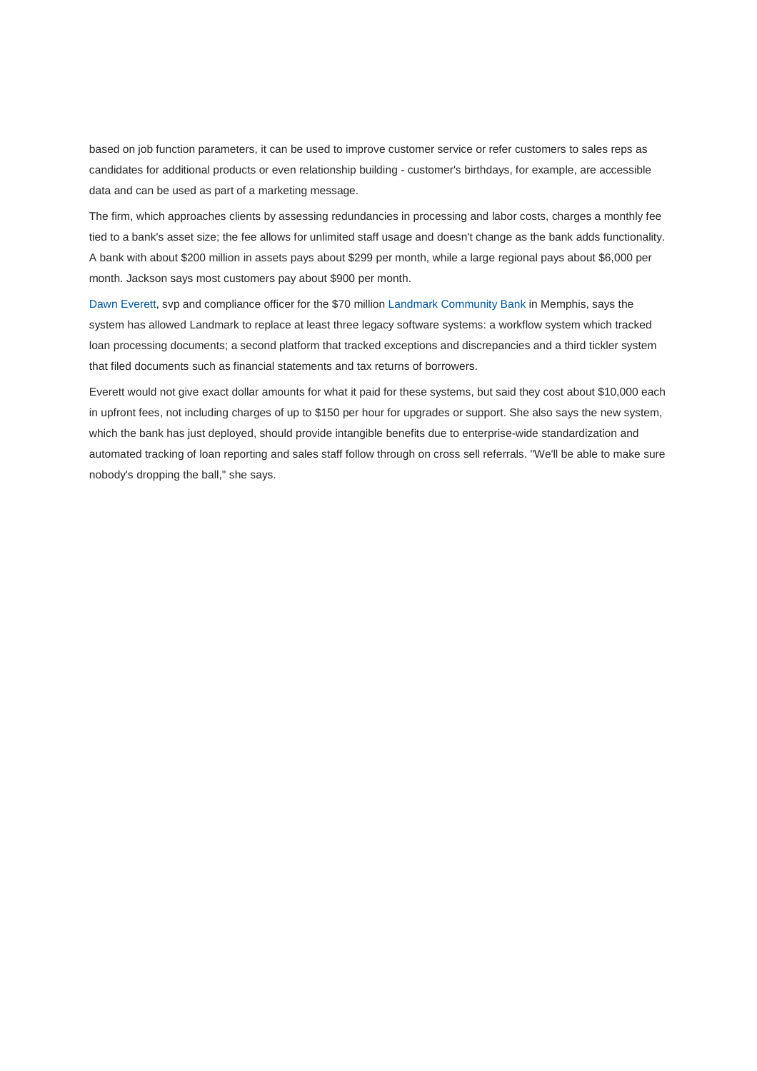based on job function parameters, it can be used to improve customer service or refer customers to sales reps as candidates for additional products or even relationship building - customer's birthdays, for example, are accessible data and can be used as part of a marketing message.

The firm, which approaches clients by assessing redundancies in processing and labor costs, charges a monthly fee tied to a bank's asset size; the fee allows for unlimited staff usage and doesn't change as the bank adds functionality. A bank with about $200 million in assets pays about $299 per month, while a large regional pays about $6,000 per month. Jackson says most customers pay about $900 per month.

Dawn Everett, svp and compliance officer for the $70 million Landmark Community Bank in Memphis, says the system has allowed Landmark to replace at least three legacy software systems: a workflow system which tracked loan processing documents; a second platform that tracked exceptions and discrepancies and a third tickler system that filed documents such as financial statements and tax returns of borrowers.

Everett would not give exact dollar amounts for what it paid for these systems, but said they cost about $10,000 each in upfront fees, not including charges of up to $150 per hour for upgrades or support. She also says the new system, which the bank has just deployed, should provide intangible benefits due to enterprise-wide standardization and automated tracking of loan reporting and sales staff follow through on cross sell referrals. "We'll be able to make sure nobody's dropping the ball," she says.